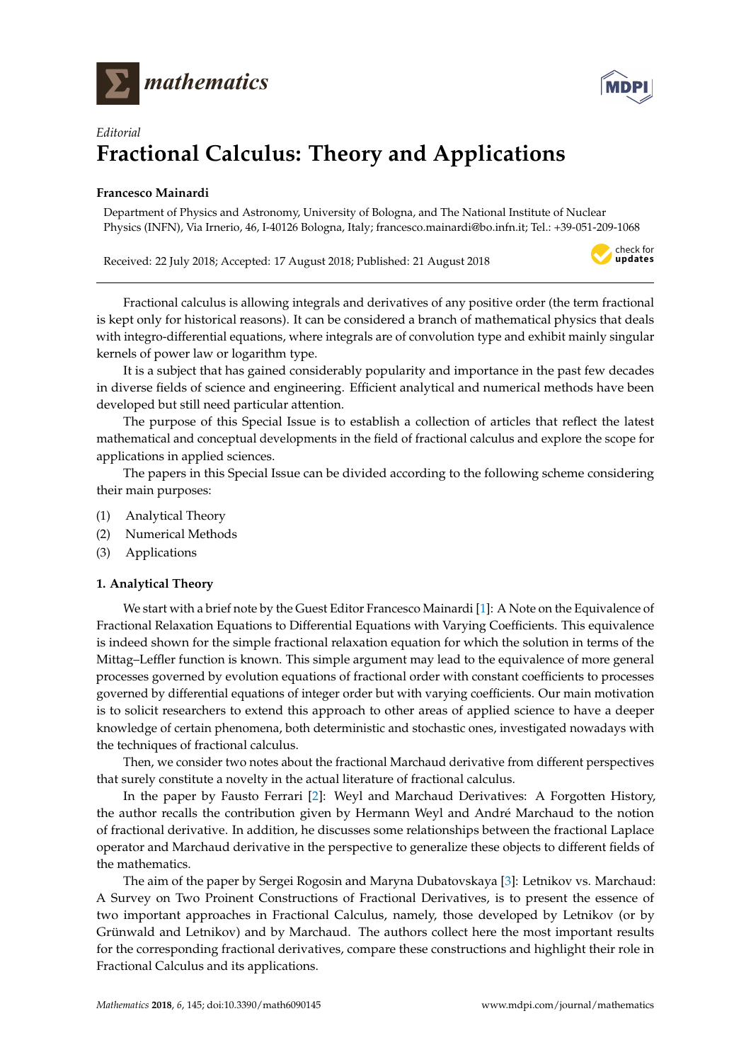*Editorial*

# Fractional Calculus: Theory and Applications

**Francesco Mainardi**

Department of Physics and Astronomy, University of Bologna, and The National Institute of Nuclear Physics (INFN), Via Irnerio, 46, I-40126 Bologna, Italy; francesco.mainardi@bo.infn.it; Tel.: +39-051-209-1068

Received: 22 July 2018; Accepted: 17 August 2018; Published: 21 August 2018

---

Fractional calculus is allowing integrals and derivatives of any positive order (the term fractional is kept only for historical reasons). It can be considered a branch of mathematical physics that deals with integro-differential equations, where integrals are of convolution type and exhibit mainly singular kernels of power law or logarithm type.

It is a subject that has gained considerably popularity and importance in the past few decades in diverse fields of science and engineering. Efficient analytical and numerical methods have been developed but still need particular attention.

The purpose of this Special Issue is to establish a collection of articles that reflect the latest mathematical and conceptual developments in the field of fractional calculus and explore the scope for applications in applied sciences.

The papers in this Special Issue can be divided according to the following scheme considering their main purposes:

(1) Analytical Theory
(2) Numerical Methods
(3) Applications

## 1. Analytical Theory

We start with a brief note by the Guest Editor Francesco Mainardi [1]: A Note on the Equivalence of Fractional Relaxation Equations to Differential Equations with Varying Coefficients. This equivalence is indeed shown for the simple fractional relaxation equation for which the solution in terms of the Mittag–Leffler function is known. This simple argument may lead to the equivalence of more general processes governed by evolution equations of fractional order with constant coefficients to processes governed by differential equations of integer order but with varying coefficients. Our main motivation is to solicit researchers to extend this approach to other areas of applied science to have a deeper knowledge of certain phenomena, both deterministic and stochastic ones, investigated nowadays with the techniques of fractional calculus.

Then, we consider two notes about the fractional Marchaud derivative from different perspectives that surely constitute a novelty in the actual literature of fractional calculus.

In the paper by Fausto Ferrari [2]: Weyl and Marchaud Derivatives: A Forgotten History, the author recalls the contribution given by Hermann Weyl and André Marchaud to the notion of fractional derivative. In addition, he discusses some relationships between the fractional Laplace operator and Marchaud derivative in the perspective to generalize these objects to different fields of the mathematics.

The aim of the paper by Sergei Rogosin and Maryna Dubatovskaya [3]: Letnikov vs. Marchaud: A Survey on Two Proinent Constructions of Fractional Derivatives, is to present the essence of two important approaches in Fractional Calculus, namely, those developed by Letnikov (or by Grünwald and Letnikov) and by Marchaud. The authors collect here the most important results for the corresponding fractional derivatives, compare these constructions and highlight their role in Fractional Calculus and its applications.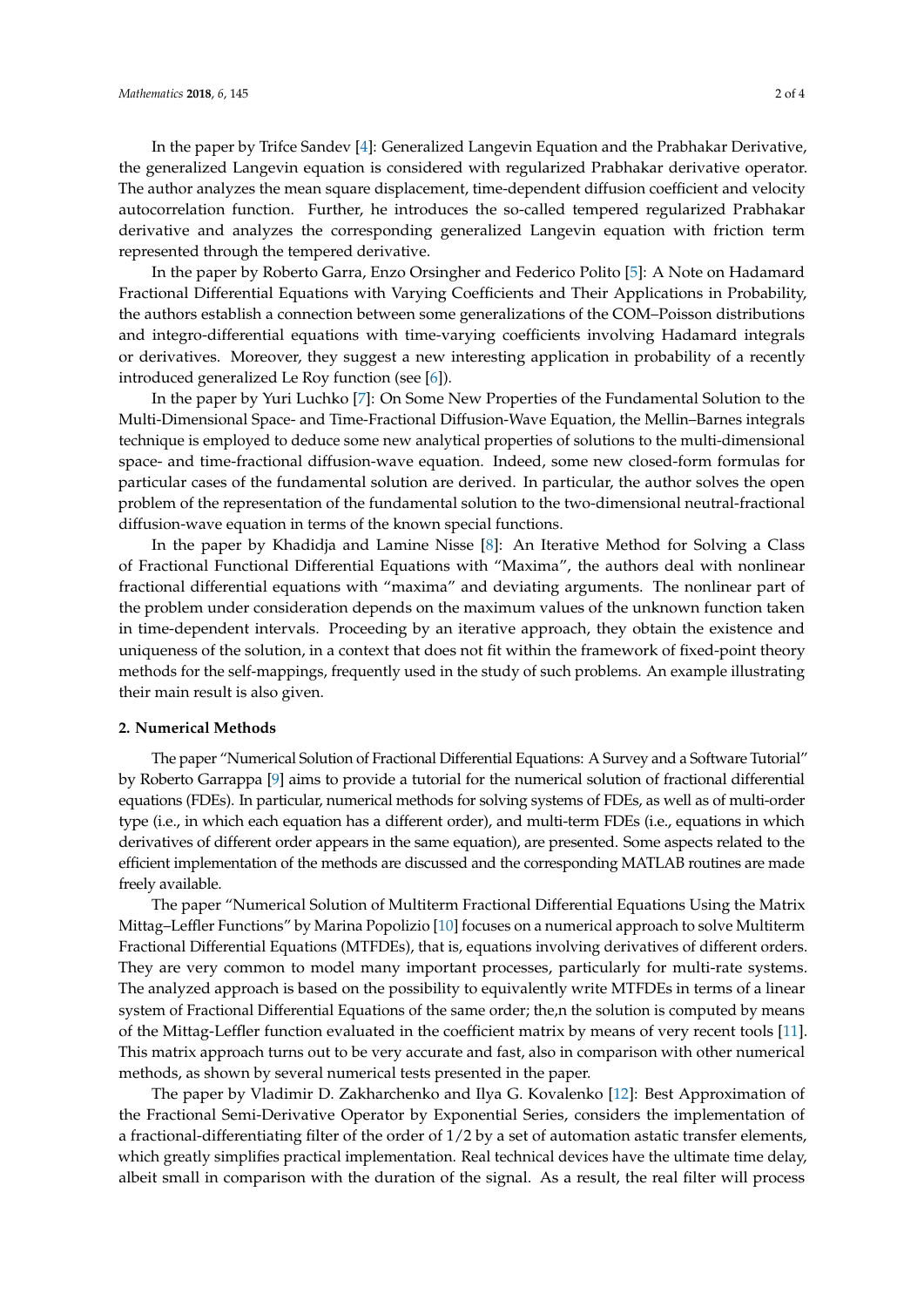In the paper by Trifce Sandev [4]: Generalized Langevin Equation and the Prabhakar Derivative, the generalized Langevin equation is considered with regularized Prabhakar derivative operator. The author analyzes the mean square displacement, time-dependent diffusion coefficient and velocity autocorrelation function. Further, he introduces the so-called tempered regularized Prabhakar derivative and analyzes the corresponding generalized Langevin equation with friction term represented through the tempered derivative.

In the paper by Roberto Garra, Enzo Orsingher and Federico Polito [5]: A Note on Hadamard Fractional Differential Equations with Varying Coefficients and Their Applications in Probability, the authors establish a connection between some generalizations of the COM–Poisson distributions and integro-differential equations with time-varying coefficients involving Hadamard integrals or derivatives. Moreover, they suggest a new interesting application in probability of a recently introduced generalized Le Roy function (see [6]).

In the paper by Yuri Luchko [7]: On Some New Properties of the Fundamental Solution to the Multi-Dimensional Space- and Time-Fractional Diffusion-Wave Equation, the Mellin–Barnes integrals technique is employed to deduce some new analytical properties of solutions to the multi-dimensional space- and time-fractional diffusion-wave equation. Indeed, some new closed-form formulas for particular cases of the fundamental solution are derived. In particular, the author solves the open problem of the representation of the fundamental solution to the two-dimensional neutral-fractional diffusion-wave equation in terms of the known special functions.

In the paper by Khadidja and Lamine Nisse [8]: An Iterative Method for Solving a Class of Fractional Functional Differential Equations with "Maxima", the authors deal with nonlinear fractional differential equations with "maxima" and deviating arguments. The nonlinear part of the problem under consideration depends on the maximum values of the unknown function taken in time-dependent intervals. Proceeding by an iterative approach, they obtain the existence and uniqueness of the solution, in a context that does not fit within the framework of fixed-point theory methods for the self-mappings, frequently used in the study of such problems. An example illustrating their main result is also given.

## 2. Numerical Methods

The paper "Numerical Solution of Fractional Differential Equations: A Survey and a Software Tutorial" by Roberto Garrappa [9] aims to provide a tutorial for the numerical solution of fractional differential equations (FDEs). In particular, numerical methods for solving systems of FDEs, as well as of multi-order type (i.e., in which each equation has a different order), and multi-term FDEs (i.e., equations in which derivatives of different order appears in the same equation), are presented. Some aspects related to the efficient implementation of the methods are discussed and the corresponding MATLAB routines are made freely available.

The paper "Numerical Solution of Multiterm Fractional Differential Equations Using the Matrix Mittag–Leffler Functions" by Marina Popolizio [10] focuses on a numerical approach to solve Multiterm Fractional Differential Equations (MTFDEs), that is, equations involving derivatives of different orders. They are very common to model many important processes, particularly for multi-rate systems. The analyzed approach is based on the possibility to equivalently write MTFDEs in terms of a linear system of Fractional Differential Equations of the same order; the,n the solution is computed by means of the Mittag-Leffler function evaluated in the coefficient matrix by means of very recent tools [11]. This matrix approach turns out to be very accurate and fast, also in comparison with other numerical methods, as shown by several numerical tests presented in the paper.

The paper by Vladimir D. Zakharchenko and Ilya G. Kovalenko [12]: Best Approximation of the Fractional Semi-Derivative Operator by Exponential Series, considers the implementation of a fractional-differentiating filter of the order of $1/2$ by a set of automation astatic transfer elements, which greatly simplifies practical implementation. Real technical devices have the ultimate time delay, albeit small in comparison with the duration of the signal. As a result, the real filter will process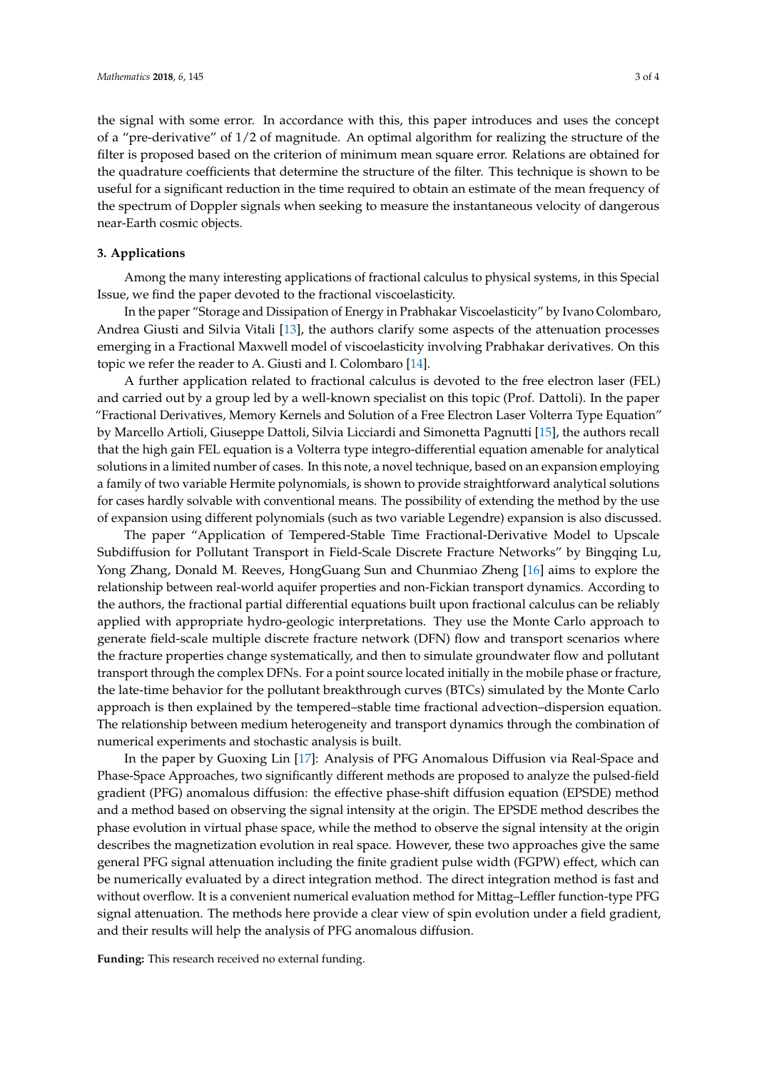the signal with some error. In accordance with this, this paper introduces and uses the concept of a "pre-derivative" of 1/2 of magnitude. An optimal algorithm for realizing the structure of the filter is proposed based on the criterion of minimum mean square error. Relations are obtained for the quadrature coefficients that determine the structure of the filter. This technique is shown to be useful for a significant reduction in the time required to obtain an estimate of the mean frequency of the spectrum of Doppler signals when seeking to measure the instantaneous velocity of dangerous near-Earth cosmic objects.

## 3. Applications

Among the many interesting applications of fractional calculus to physical systems, in this Special Issue, we find the paper devoted to the fractional viscoelasticity.

In the paper "Storage and Dissipation of Energy in Prabhakar Viscoelasticity" by Ivano Colombaro, Andrea Giusti and Silvia Vitali [13], the authors clarify some aspects of the attenuation processes emerging in a Fractional Maxwell model of viscoelasticity involving Prabhakar derivatives. On this topic we refer the reader to A. Giusti and I. Colombaro [14].

A further application related to fractional calculus is devoted to the free electron laser (FEL) and carried out by a group led by a well-known specialist on this topic (Prof. Dattoli). In the paper "Fractional Derivatives, Memory Kernels and Solution of a Free Electron Laser Volterra Type Equation" by Marcello Artioli, Giuseppe Dattoli, Silvia Licciardi and Simonetta Pagnutti [15], the authors recall that the high gain FEL equation is a Volterra type integro-differential equation amenable for analytical solutions in a limited number of cases. In this note, a novel technique, based on an expansion employing a family of two variable Hermite polynomials, is shown to provide straightforward analytical solutions for cases hardly solvable with conventional means. The possibility of extending the method by the use of expansion using different polynomials (such as two variable Legendre) expansion is also discussed.

The paper "Application of Tempered-Stable Time Fractional-Derivative Model to Upscale Subdiffusion for Pollutant Transport in Field-Scale Discrete Fracture Networks" by Bingqing Lu, Yong Zhang, Donald M. Reeves, HongGuang Sun and Chunmiao Zheng [16] aims to explore the relationship between real-world aquifer properties and non-Fickian transport dynamics. According to the authors, the fractional partial differential equations built upon fractional calculus can be reliably applied with appropriate hydro-geologic interpretations. They use the Monte Carlo approach to generate field-scale multiple discrete fracture network (DFN) flow and transport scenarios where the fracture properties change systematically, and then to simulate groundwater flow and pollutant transport through the complex DFNs. For a point source located initially in the mobile phase or fracture, the late-time behavior for the pollutant breakthrough curves (BTCs) simulated by the Monte Carlo approach is then explained by the tempered–stable time fractional advection–dispersion equation. The relationship between medium heterogeneity and transport dynamics through the combination of numerical experiments and stochastic analysis is built.

In the paper by Guoxing Lin [17]: Analysis of PFG Anomalous Diffusion via Real-Space and Phase-Space Approaches, two significantly different methods are proposed to analyze the pulsed-field gradient (PFG) anomalous diffusion: the effective phase-shift diffusion equation (EPSDE) method and a method based on observing the signal intensity at the origin. The EPSDE method describes the phase evolution in virtual phase space, while the method to observe the signal intensity at the origin describes the magnetization evolution in real space. However, these two approaches give the same general PFG signal attenuation including the finite gradient pulse width (FGPW) effect, which can be numerically evaluated by a direct integration method. The direct integration method is fast and without overflow. It is a convenient numerical evaluation method for Mittag–Leffler function-type PFG signal attenuation. The methods here provide a clear view of spin evolution under a field gradient, and their results will help the analysis of PFG anomalous diffusion.

**Funding:** This research received no external funding.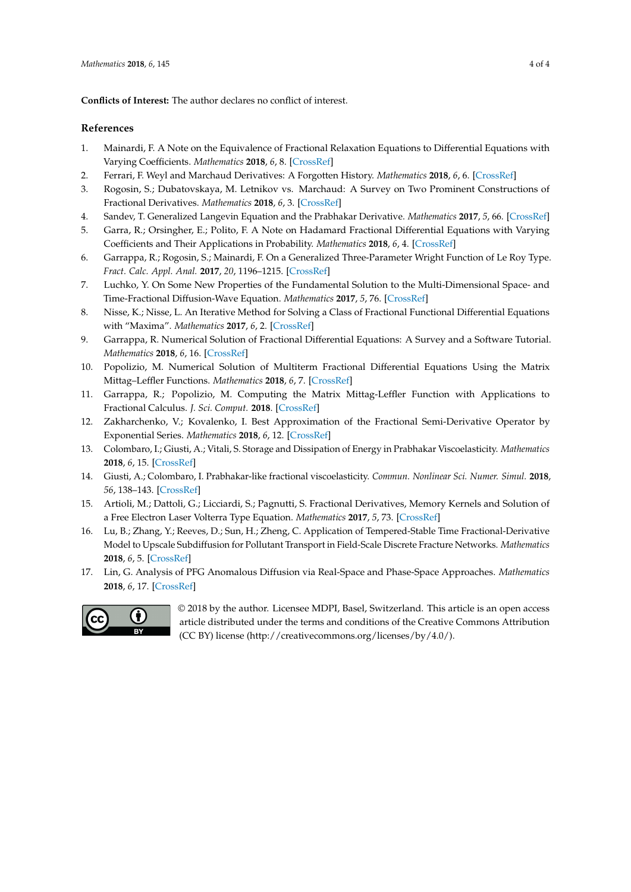**Conflicts of Interest:** The author declares no conflict of interest.

## References

1. Mainardi, F. A Note on the Equivalence of Fractional Relaxation Equations to Differential Equations with Varying Coefficients. *Mathematics* **2018**, *6*, 8. [CrossRef]
2. Ferrari, F. Weyl and Marchaud Derivatives: A Forgotten History. *Mathematics* **2018**, *6*, 6. [CrossRef]
3. Rogosin, S.; Dubatovskaya, M. Letnikov vs. Marchaud: A Survey on Two Prominent Constructions of Fractional Derivatives. *Mathematics* **2018**, *6*, 3. [CrossRef]
4. Sandev, T. Generalized Langevin Equation and the Prabhakar Derivative. *Mathematics* **2017**, *5*, 66. [CrossRef]
5. Garra, R.; Orsingher, E.; Polito, F. A Note on Hadamard Fractional Differential Equations with Varying Coefficients and Their Applications in Probability. *Mathematics* **2018**, *6*, 4. [CrossRef]
6. Garrappa, R.; Rogosin, S.; Mainardi, F. On a Generalized Three-Parameter Wright Function of Le Roy Type. *Fract. Calc. Appl. Anal.* **2017**, *20*, 1196–1215. [CrossRef]
7. Luchko, Y. On Some New Properties of the Fundamental Solution to the Multi-Dimensional Space- and Time-Fractional Diffusion-Wave Equation. *Mathematics* **2017**, *5*, 76. [CrossRef]
8. Nisse, K.; Nisse, L. An Iterative Method for Solving a Class of Fractional Functional Differential Equations with "Maxima". *Mathematics* **2017**, *6*, 2. [CrossRef]
9. Garrappa, R. Numerical Solution of Fractional Differential Equations: A Survey and a Software Tutorial. *Mathematics* **2018**, *6*, 16. [CrossRef]
10. Popolizio, M. Numerical Solution of Multiterm Fractional Differential Equations Using the Matrix Mittag–Leffler Functions. *Mathematics* **2018**, *6*, 7. [CrossRef]
11. Garrappa, R.; Popolizio, M. Computing the Matrix Mittag-Leffler Function with Applications to Fractional Calculus. *J. Sci. Comput.* **2018**. [CrossRef]
12. Zakharchenko, V.; Kovalenko, I. Best Approximation of the Fractional Semi-Derivative Operator by Exponential Series. *Mathematics* **2018**, *6*, 12. [CrossRef]
13. Colombaro, I.; Giusti, A.; Vitali, S. Storage and Dissipation of Energy in Prabhakar Viscoelasticity. *Mathematics* **2018**, *6*, 15. [CrossRef]
14. Giusti, A.; Colombaro, I. Prabhakar-like fractional viscoelasticity. *Commun. Nonlinear Sci. Numer. Simul.* **2018**, *56*, 138–143. [CrossRef]
15. Artioli, M.; Dattoli, G.; Licciardi, S.; Pagnutti, S. Fractional Derivatives, Memory Kernels and Solution of a Free Electron Laser Volterra Type Equation. *Mathematics* **2017**, *5*, 73. [CrossRef]
16. Lu, B.; Zhang, Y.; Reeves, D.; Sun, H.; Zheng, C. Application of Tempered-Stable Time Fractional-Derivative Model to Upscale Subdiffusion for Pollutant Transport in Field-Scale Discrete Fracture Networks. *Mathematics* **2018**, *6*, 5. [CrossRef]
17. Lin, G. Analysis of PFG Anomalous Diffusion via Real-Space and Phase-Space Approaches. *Mathematics* **2018**, *6*, 17. [CrossRef]

© 2018 by the author. Licensee MDPI, Basel, Switzerland. This article is an open access article distributed under the terms and conditions of the Creative Commons Attribution (CC BY) license (http://creativecommons.org/licenses/by/4.0/).